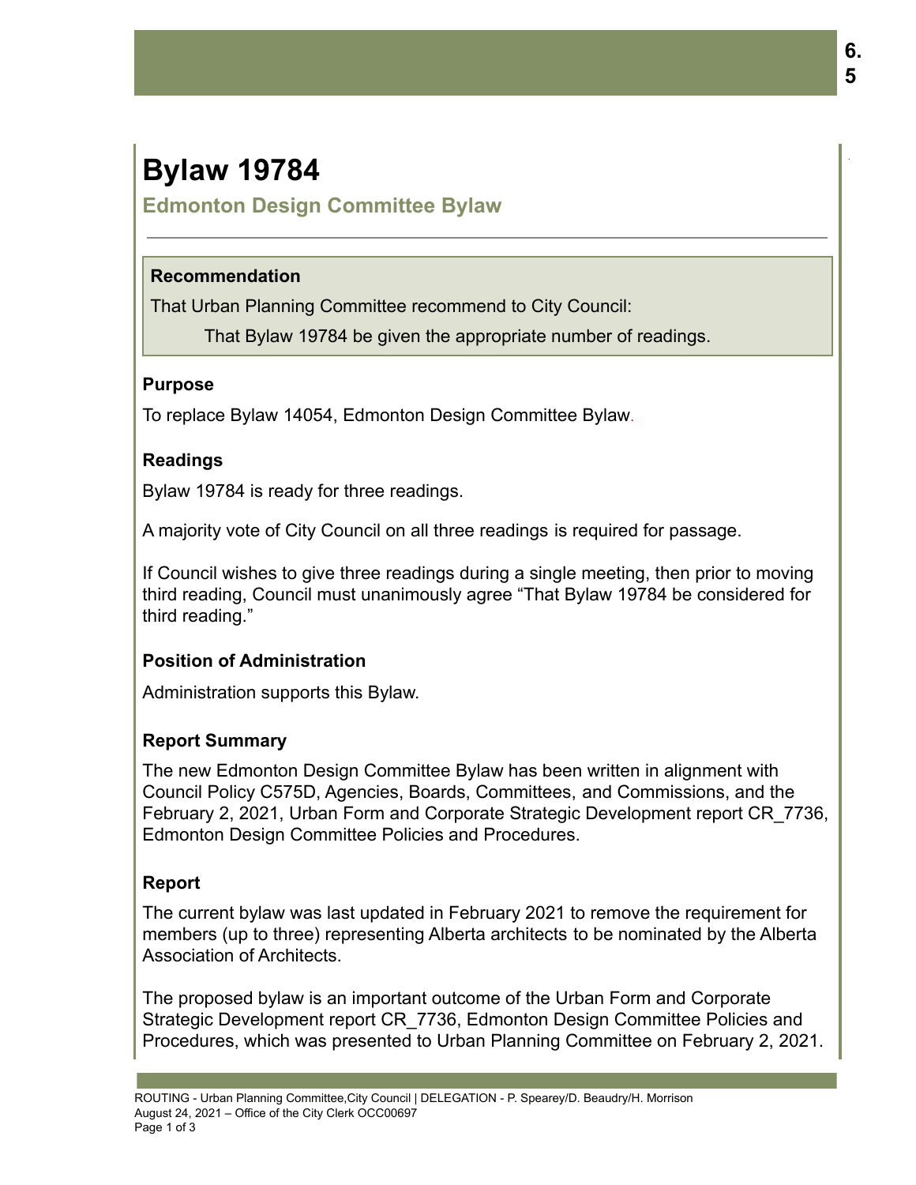# Bylaw 19784

## Edmonton Design Committee Bylaw

### Recommendation

That Urban Planning Committee recommend to City Council:

That Bylaw 19784 be given the appropriate number of readings.

### Purpose

To replace Bylaw 14054, Edmonton Design Committee Bylaw.

### Readings

Bylaw 19784 is ready for three readings.

A majority vote of City Council on all three readings is required for passage.

If Council wishes to give three readings during a single meeting, then prior to moving third reading, Council must unanimously agree "That Bylaw 19784 be considered for third reading."

### Position of Administration

Administration supports this Bylaw.

### Report Summary

The new Edmonton Design Committee Bylaw has been written in alignment with Council Policy C575D, Agencies, Boards, Committees, and Commissions, and the February 2, 2021, Urban Form and Corporate Strategic Development report CR_7736, Edmonton Design Committee Policies and Procedures.

### Report

The current bylaw was last updated in February 2021 to remove the requirement for members (up to three) representing Alberta architects to be nominated by the Alberta Association of Architects.

The proposed bylaw is an important outcome of the Urban Form and Corporate Strategic Development report CR_7736, Edmonton Design Committee Policies and Procedures, which was presented to Urban Planning Committee on February 2, 2021.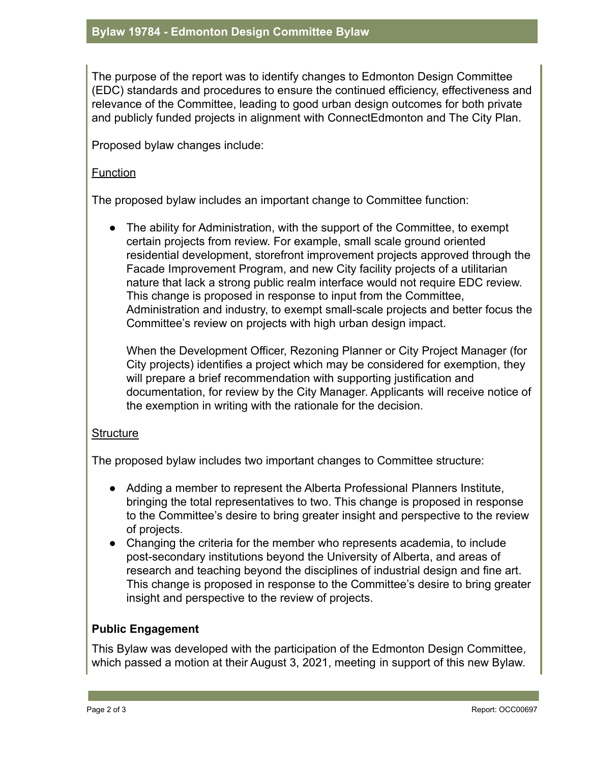The purpose of the report was to identify changes to Edmonton Design Committee (EDC) standards and procedures to ensure the continued efficiency, effectiveness and relevance of the Committee, leading to good urban design outcomes for both private and publicly funded projects in alignment with ConnectEdmonton and The City Plan.

Proposed bylaw changes include:

<u>Function</u>

The proposed bylaw includes an important change to Committee function:

- The ability for Administration, with the support of the Committee, to exempt certain projects from review. For example, small scale ground oriented residential development, storefront improvement projects approved through the Facade Improvement Program, and new City facility projects of a utilitarian nature that lack a strong public realm interface would not require EDC review. This change is proposed in response to input from the Committee, Administration and industry, to exempt small-scale projects and better focus the Committee's review on projects with high urban design impact.

  When the Development Officer, Rezoning Planner or City Project Manager (for City projects) identifies a project which may be considered for exemption, they will prepare a brief recommendation with supporting justification and documentation, for review by the City Manager. Applicants will receive notice of the exemption in writing with the rationale for the decision.

<u>Structure</u>

The proposed bylaw includes two important changes to Committee structure:

- Adding a member to represent the Alberta Professional Planners Institute, bringing the total representatives to two. This change is proposed in response to the Committee's desire to bring greater insight and perspective to the review of projects.
- Changing the criteria for the member who represents academia, to include post-secondary institutions beyond the University of Alberta, and areas of research and teaching beyond the disciplines of industrial design and fine art. This change is proposed in response to the Committee's desire to bring greater insight and perspective to the review of projects.

**Public Engagement**

This Bylaw was developed with the participation of the Edmonton Design Committee, which passed a motion at their August 3, 2021, meeting in support of this new Bylaw.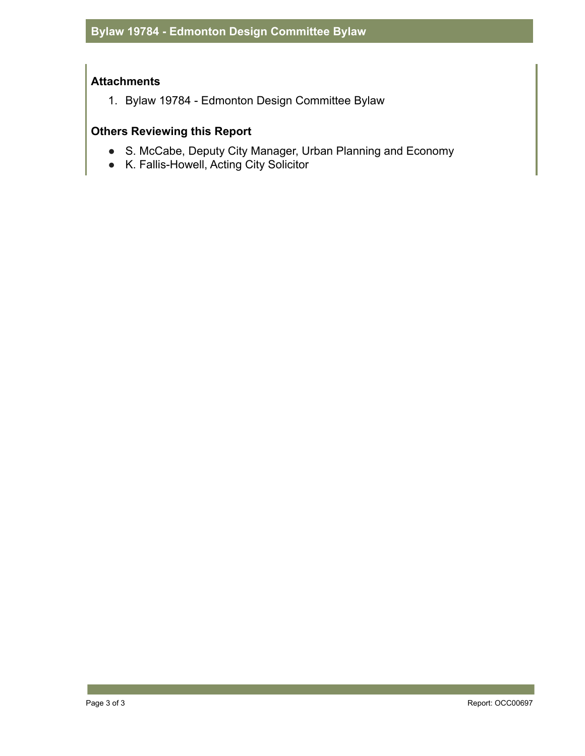### Attachments

1. Bylaw 19784 - Edmonton Design Committee Bylaw

### Others Reviewing this Report

- S. McCabe, Deputy City Manager, Urban Planning and Economy
- K. Fallis-Howell, Acting City Solicitor